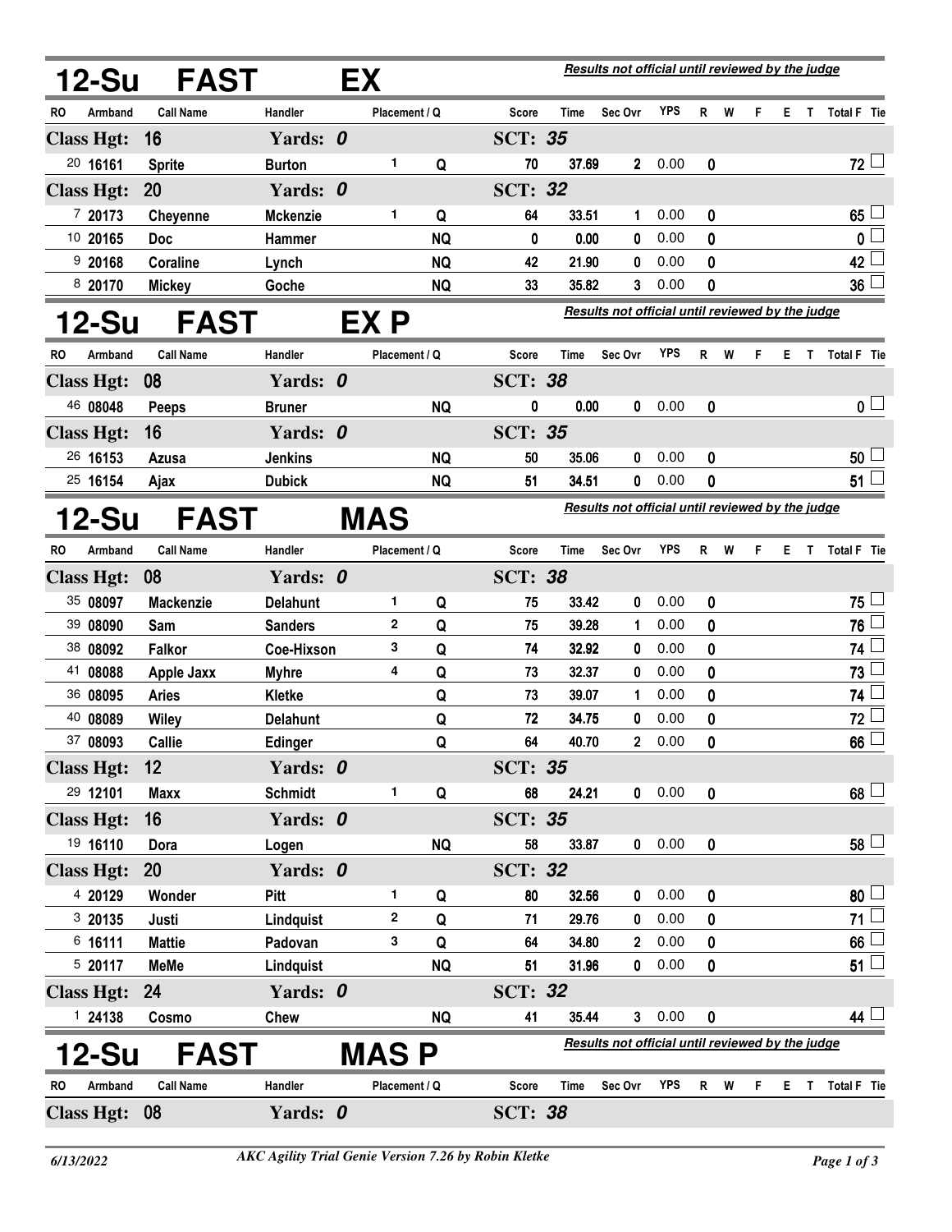## 12-Su FAST EX

*Results not official until reviewed by the judge*

| RO | Armband | Call Name | Handler | Placement | Q | Score | Time | Sec Ovr | YPS | R | W | F | E | T | Total F | Tie |
|---|---|---|---|---|---|---|---|---|---|---|---|---|---|---|---|---|
| **Class Hgt: 16** | | | **Yards: 0** | | | **SCT: 35** | | | | | | | | | | |
| 20 | 16161 | Sprite | Burton | 1 | Q | 70 | 37.69 | 2 | 0.00 | 0 | | | | | 72 | |
| **Class Hgt: 20** | | | **Yards: 0** | | | **SCT: 32** | | | | | | | | | | |
| 7 | 20173 | Cheyenne | Mckenzie | 1 | Q | 64 | 33.51 | 1 | 0.00 | 0 | | | | | 65 | |
| 10 | 20165 | Doc | Hammer | | NQ | 0 | 0.00 | 0 | 0.00 | 0 | | | | | 0 | |
| 9 | 20168 | Coraline | Lynch | | NQ | 42 | 21.90 | 0 | 0.00 | 0 | | | | | 42 | |
| 8 | 20170 | Mickey | Goche | | NQ | 33 | 35.82 | 3 | 0.00 | 0 | | | | | 36 | |

## 12-Su FAST EX P

*Results not official until reviewed by the judge*

| RO | Armband | Call Name | Handler | Placement | Q | Score | Time | Sec Ovr | YPS | R | W | F | E | T | Total F | Tie |
|---|---|---|---|---|---|---|---|---|---|---|---|---|---|---|---|---|
| **Class Hgt: 08** | | | **Yards: 0** | | | **SCT: 38** | | | | | | | | | | |
| 46 | 08048 | Peeps | Bruner | | NQ | 0 | 0.00 | 0 | 0.00 | 0 | | | | | 0 | |
| **Class Hgt: 16** | | | **Yards: 0** | | | **SCT: 35** | | | | | | | | | | |
| 26 | 16153 | Azusa | Jenkins | | NQ | 50 | 35.06 | 0 | 0.00 | 0 | | | | | 50 | |
| 25 | 16154 | Ajax | Dubick | | NQ | 51 | 34.51 | 0 | 0.00 | 0 | | | | | 51 | |

## 12-Su FAST MAS

*Results not official until reviewed by the judge*

| RO | Armband | Call Name | Handler | Placement | Q | Score | Time | Sec Ovr | YPS | R | W | F | E | T | Total F | Tie |
|---|---|---|---|---|---|---|---|---|---|---|---|---|---|---|---|---|
| **Class Hgt: 08** | | | **Yards: 0** | | | **SCT: 38** | | | | | | | | | | |
| 35 | 08097 | Mackenzie | Delahunt | 1 | Q | 75 | 33.42 | 0 | 0.00 | 0 | | | | | 75 | |
| 39 | 08090 | Sam | Sanders | 2 | Q | 75 | 39.28 | 1 | 0.00 | 0 | | | | | 76 | |
| 38 | 08092 | Falkor | Coe-Hixson | 3 | Q | 74 | 32.92 | 0 | 0.00 | 0 | | | | | 74 | |
| 41 | 08088 | Apple Jaxx | Myhre | 4 | Q | 73 | 32.37 | 0 | 0.00 | 0 | | | | | 73 | |
| 36 | 08095 | Aries | Kletke | | Q | 73 | 39.07 | 1 | 0.00 | 0 | | | | | 74 | |
| 40 | 08089 | Wiley | Delahunt | | Q | 72 | 34.75 | 0 | 0.00 | 0 | | | | | 72 | |
| 37 | 08093 | Callie | Edinger | | Q | 64 | 40.70 | 2 | 0.00 | 0 | | | | | 66 | |
| **Class Hgt: 12** | | | **Yards: 0** | | | **SCT: 35** | | | | | | | | | | |
| 29 | 12101 | Maxx | Schmidt | 1 | Q | 68 | 24.21 | 0 | 0.00 | 0 | | | | | 68 | |
| **Class Hgt: 16** | | | **Yards: 0** | | | **SCT: 35** | | | | | | | | | | |
| 19 | 16110 | Dora | Logen | | NQ | 58 | 33.87 | 0 | 0.00 | 0 | | | | | 58 | |
| **Class Hgt: 20** | | | **Yards: 0** | | | **SCT: 32** | | | | | | | | | | |
| 4 | 20129 | Wonder | Pitt | 1 | Q | 80 | 32.56 | 0 | 0.00 | 0 | | | | | 80 | |
| 3 | 20135 | Justi | Lindquist | 2 | Q | 71 | 29.76 | 0 | 0.00 | 0 | | | | | 71 | |
| 6 | 16111 | Mattie | Padovan | 3 | Q | 64 | 34.80 | 2 | 0.00 | 0 | | | | | 66 | |
| 5 | 20117 | MeMe | Lindquist | | NQ | 51 | 31.96 | 0 | 0.00 | 0 | | | | | 51 | |
| **Class Hgt: 24** | | | **Yards: 0** | | | **SCT: 32** | | | | | | | | | | |
| 1 | 24138 | Cosmo | Chew | | NQ | 41 | 35.44 | 3 | 0.00 | 0 | | | | | 44 | |

## 12-Su FAST MAS P

*Results not official until reviewed by the judge*

| RO | Armband | Call Name | Handler | Placement | Q | Score | Time | Sec Ovr | YPS | R | W | F | E | T | Total F | Tie |
|---|---|---|---|---|---|---|---|---|---|---|---|---|---|---|---|---|
| **Class Hgt: 08** | | | **Yards: 0** | | | **SCT: 38** | | | | | | | | | | |

6/13/2022 — *AKC Agility Trial Genie Version 7.26 by Robin Kletke*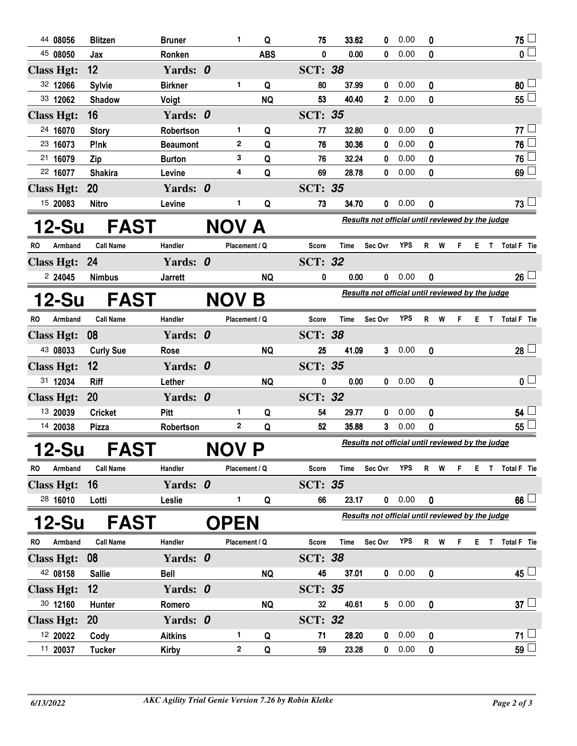| RO | Armband | Call Name | Handler | Placement | Q | Score | Time | Sec Ovr | YPS | R | W | F | E | T | Total F | Tie |
|---|---|---|---|---|---|---|---|---|---|---|---|---|---|---|---|---|
| 44 | 08056 | Blitzen | Bruner | 1 | Q | 75 | 33.62 | 0 | 0.00 | 0 | | | | | 75 | |
| 45 | 08050 | Jax | Ronken | | ABS | 0 | 0.00 | 0 | 0.00 | 0 | | | | | 0 | |
| **Class Hgt: 12** | | | **Yards: 0** | | | **SCT: 38** | | | | | | | | | | |
| 32 | 12066 | Sylvie | Birkner | 1 | Q | 80 | 37.99 | 0 | 0.00 | 0 | | | | | 80 | |
| 33 | 12062 | Shadow | Voigt | | NQ | 53 | 40.40 | 2 | 0.00 | 0 | | | | | 55 | |
| **Class Hgt: 16** | | | **Yards: 0** | | | **SCT: 35** | | | | | | | | | | |
| 24 | 16070 | Story | Robertson | 1 | Q | 77 | 32.80 | 0 | 0.00 | 0 | | | | | 77 | |
| 23 | 16073 | P!nk | Beaumont | 2 | Q | 76 | 30.36 | 0 | 0.00 | 0 | | | | | 76 | |
| 21 | 16079 | Zip | Burton | 3 | Q | 76 | 32.24 | 0 | 0.00 | 0 | | | | | 76 | |
| 22 | 16077 | Shakira | Levine | 4 | Q | 69 | 28.78 | 0 | 0.00 | 0 | | | | | 69 | |
| **Class Hgt: 20** | | | **Yards: 0** | | | **SCT: 35** | | | | | | | | | | |
| 15 | 20083 | Nitro | Levine | 1 | Q | 73 | 34.70 | 0 | 0.00 | 0 | | | | | 73 | |

## 12-Su FAST NOV A

*Results not official until reviewed by the judge*

| RO | Armband | Call Name | Handler | Placement | Q | Score | Time | Sec Ovr | YPS | R | W | F | E | T | Total F | Tie |
|---|---|---|---|---|---|---|---|---|---|---|---|---|---|---|---|---|
| **Class Hgt: 24** | | | **Yards: 0** | | | **SCT: 32** | | | | | | | | | | |
| 2 | 24045 | Nimbus | Jarrett | | NQ | 0 | 0.00 | 0 | 0.00 | 0 | | | | | 26 | |

## 12-Su FAST NOV B

*Results not official until reviewed by the judge*

| RO | Armband | Call Name | Handler | Placement | Q | Score | Time | Sec Ovr | YPS | R | W | F | E | T | Total F | Tie |
|---|---|---|---|---|---|---|---|---|---|---|---|---|---|---|---|---|
| **Class Hgt: 08** | | | **Yards: 0** | | | **SCT: 38** | | | | | | | | | | |
| 43 | 08033 | Curly Sue | Rose | | NQ | 25 | 41.09 | 3 | 0.00 | 0 | | | | | 28 | |
| **Class Hgt: 12** | | | **Yards: 0** | | | **SCT: 35** | | | | | | | | | | |
| 31 | 12034 | Riff | Lether | | NQ | 0 | 0.00 | 0 | 0.00 | 0 | | | | | 0 | |
| **Class Hgt: 20** | | | **Yards: 0** | | | **SCT: 32** | | | | | | | | | | |
| 13 | 20039 | Cricket | Pitt | 1 | Q | 54 | 29.77 | 0 | 0.00 | 0 | | | | | 54 | |
| 14 | 20038 | Pizza | Robertson | 2 | Q | 52 | 35.88 | 3 | 0.00 | 0 | | | | | 55 | |

## 12-Su FAST NOV P

*Results not official until reviewed by the judge*

| RO | Armband | Call Name | Handler | Placement | Q | Score | Time | Sec Ovr | YPS | R | W | F | E | T | Total F | Tie |
|---|---|---|---|---|---|---|---|---|---|---|---|---|---|---|---|---|
| **Class Hgt: 16** | | | **Yards: 0** | | | **SCT: 35** | | | | | | | | | | |
| 28 | 16010 | Lotti | Leslie | 1 | Q | 66 | 23.17 | 0 | 0.00 | 0 | | | | | 66 | |

## 12-Su FAST OPEN

*Results not official until reviewed by the judge*

| RO | Armband | Call Name | Handler | Placement | Q | Score | Time | Sec Ovr | YPS | R | W | F | E | T | Total F | Tie |
|---|---|---|---|---|---|---|---|---|---|---|---|---|---|---|---|---|
| **Class Hgt: 08** | | | **Yards: 0** | | | **SCT: 38** | | | | | | | | | | |
| 42 | 08158 | Sallie | Bell | | NQ | 45 | 37.01 | 0 | 0.00 | 0 | | | | | 45 | |
| **Class Hgt: 12** | | | **Yards: 0** | | | **SCT: 35** | | | | | | | | | | |
| 30 | 12160 | Hunter | Romero | | NQ | 32 | 40.61 | 5 | 0.00 | 0 | | | | | 37 | |
| **Class Hgt: 20** | | | **Yards: 0** | | | **SCT: 32** | | | | | | | | | | |
| 12 | 20022 | Cody | Aitkins | 1 | Q | 71 | 28.20 | 0 | 0.00 | 0 | | | | | 71 | |
| 11 | 20037 | Tucker | Kirby | 2 | Q | 59 | 23.28 | 0 | 0.00 | 0 | | | | | 59 | |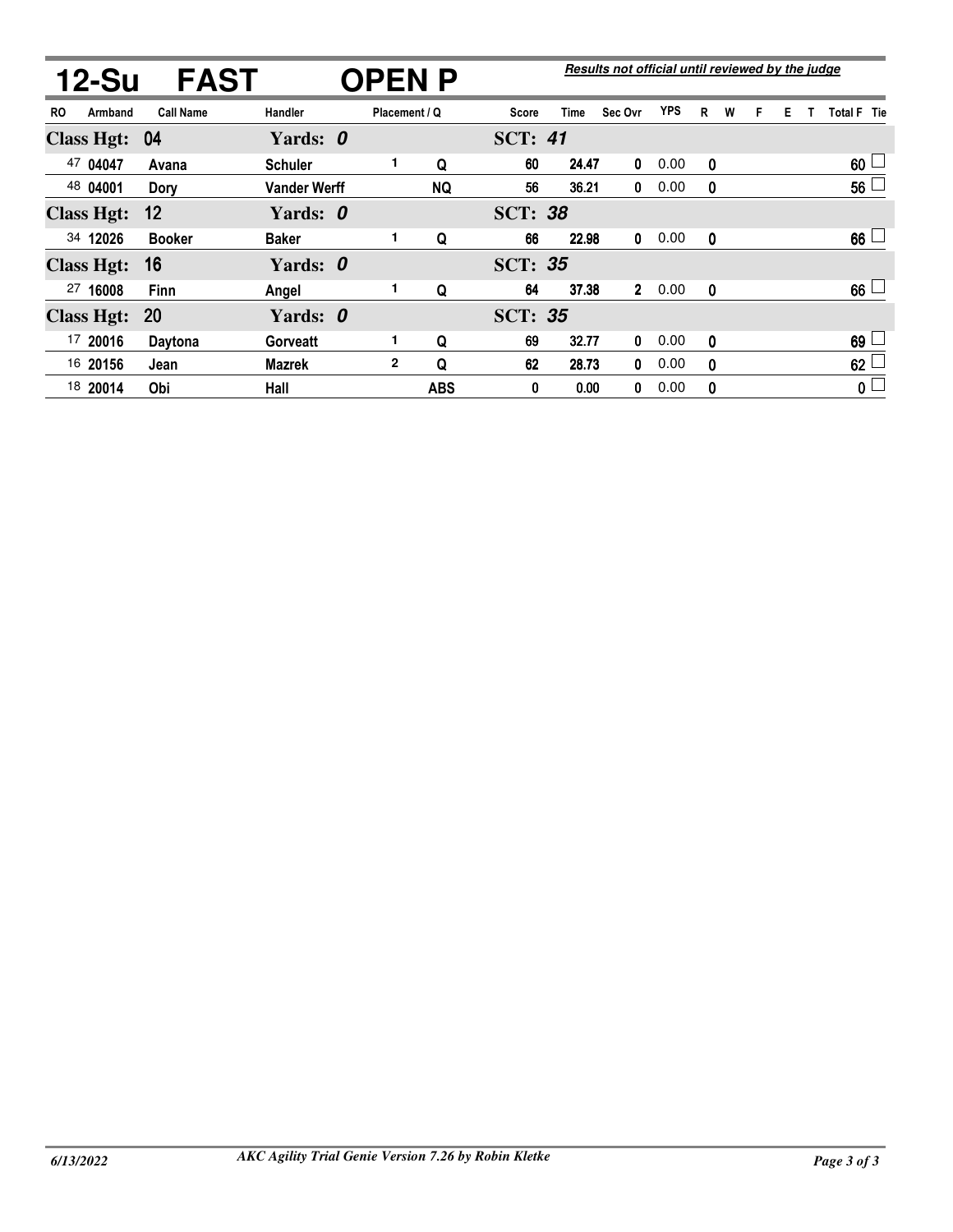# 12-Su FAST OPEN P

***Results not official until reviewed by the judge***

| RO | Armband | Call Name | Handler | Placement | Q | Score | Time | Sec Ovr | YPS | R | W | F | E | T | Total F | Tie |
|---|---|---|---|---|---|---|---|---|---|---|---|---|---|---|---|---|
| **Class Hgt: 04** | | | **Yards: *0*** | | | **SCT: *41*** | | | | | | | | | | |
| 47 | 04047 | Avana | Schuler | 1 | Q | 60 | 24.47 | 0 | 0.00 | 0 | | | | | 60 | |
| 48 | 04001 | Dory | Vander Werff | | NQ | 56 | 36.21 | 0 | 0.00 | 0 | | | | | 56 | |
| **Class Hgt: 12** | | | **Yards: *0*** | | | **SCT: *38*** | | | | | | | | | | |
| 34 | 12026 | Booker | Baker | 1 | Q | 66 | 22.98 | 0 | 0.00 | 0 | | | | | 66 | |
| **Class Hgt: 16** | | | **Yards: *0*** | | | **SCT: *35*** | | | | | | | | | | |
| 27 | 16008 | Finn | Angel | 1 | Q | 64 | 37.38 | 2 | 0.00 | 0 | | | | | 66 | |
| **Class Hgt: 20** | | | **Yards: *0*** | | | **SCT: *35*** | | | | | | | | | | |
| 17 | 20016 | Daytona | Gorveatt | 1 | Q | 69 | 32.77 | 0 | 0.00 | 0 | | | | | 69 | |
| 16 | 20156 | Jean | Mazrek | 2 | Q | 62 | 28.73 | 0 | 0.00 | 0 | | | | | 62 | |
| 18 | 20014 | Obi | Hall | | ABS | 0 | 0.00 | 0 | 0.00 | 0 | | | | | 0 | |

*6/13/2022* *AKC Agility Trial Genie Version 7.26 by Robin Kletke*